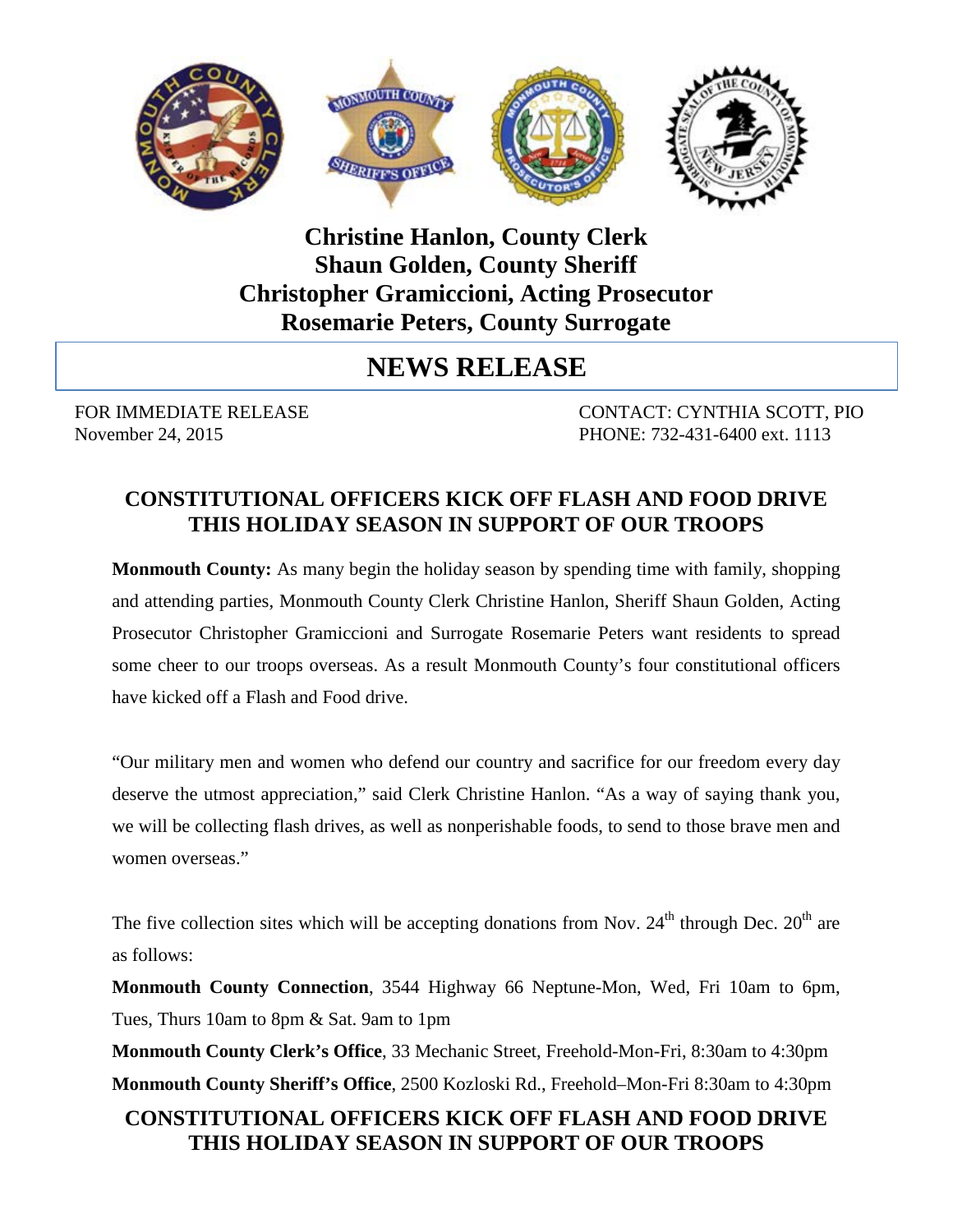**Christine Hanlon, County Clerk**
**Shaun Golden, County Sheriff**
**Christopher Gramiccioni, Acting Prosecutor**
**Rosemarie Peters, County Surrogate**

# NEWS RELEASE

FOR IMMEDIATE RELEASE
November 24, 2015

CONTACT: CYNTHIA SCOTT, PIO
PHONE: 732-431-6400 ext. 1113

## CONSTITUTIONAL OFFICERS KICK OFF FLASH AND FOOD DRIVE THIS HOLIDAY SEASON IN SUPPORT OF OUR TROOPS

**Monmouth County:** As many begin the holiday season by spending time with family, shopping and attending parties, Monmouth County Clerk Christine Hanlon, Sheriff Shaun Golden, Acting Prosecutor Christopher Gramiccioni and Surrogate Rosemarie Peters want residents to spread some cheer to our troops overseas. As a result Monmouth County's four constitutional officers have kicked off a Flash and Food drive.

"Our military men and women who defend our country and sacrifice for our freedom every day deserve the utmost appreciation," said Clerk Christine Hanlon. "As a way of saying thank you, we will be collecting flash drives, as well as nonperishable foods, to send to those brave men and women overseas."

The five collection sites which will be accepting donations from Nov. 24th through Dec. 20th are as follows:

**Monmouth County Connection**, 3544 Highway 66 Neptune-Mon, Wed, Fri 10am to 6pm, Tues, Thurs 10am to 8pm & Sat. 9am to 1pm

**Monmouth County Clerk's Office**, 33 Mechanic Street, Freehold-Mon-Fri, 8:30am to 4:30pm

**Monmouth County Sheriff's Office**, 2500 Kozloski Rd., Freehold–Mon-Fri 8:30am to 4:30pm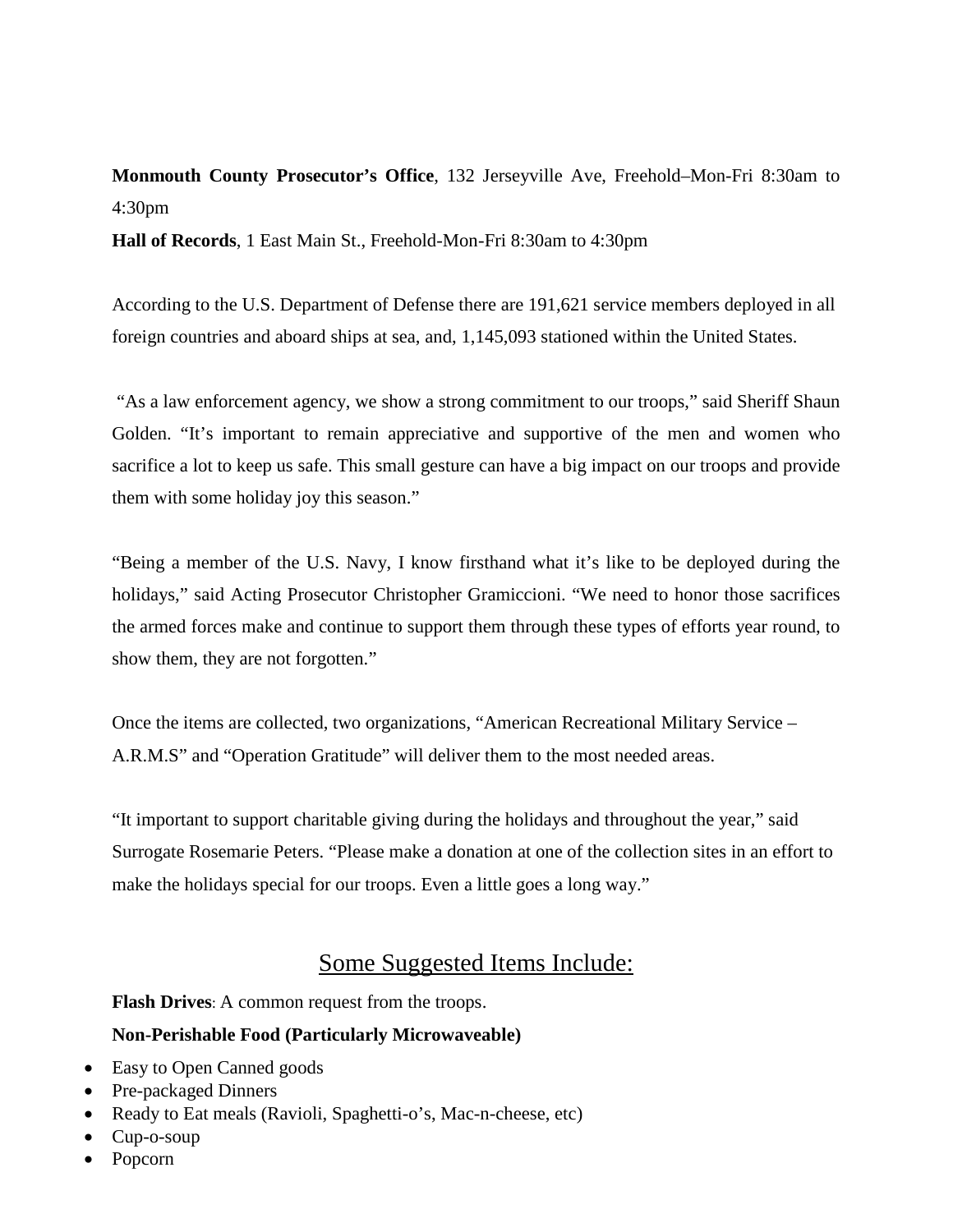**Monmouth County Prosecutor's Office**, 132 Jerseyville Ave, Freehold–Mon-Fri 8:30am to 4:30pm

**Hall of Records**, 1 East Main St., Freehold-Mon-Fri 8:30am to 4:30pm

According to the U.S. Department of Defense there are 191,621 service members deployed in all foreign countries and aboard ships at sea, and, 1,145,093 stationed within the United States.

"As a law enforcement agency, we show a strong commitment to our troops," said Sheriff Shaun Golden. "It's important to remain appreciative and supportive of the men and women who sacrifice a lot to keep us safe. This small gesture can have a big impact on our troops and provide them with some holiday joy this season."

"Being a member of the U.S. Navy, I know firsthand what it's like to be deployed during the holidays," said Acting Prosecutor Christopher Gramiccioni. "We need to honor those sacrifices the armed forces make and continue to support them through these types of efforts year round, to show them, they are not forgotten."

Once the items are collected, two organizations, "American Recreational Military Service – A.R.M.S" and "Operation Gratitude" will deliver them to the most needed areas.

"It important to support charitable giving during the holidays and throughout the year," said Surrogate Rosemarie Peters. "Please make a donation at one of the collection sites in an effort to make the holidays special for our troops. Even a little goes a long way."

## Some Suggested Items Include:

**Flash Drives**: A common request from the troops.

**Non-Perishable Food (Particularly Microwaveable)**

- Easy to Open Canned goods
- Pre-packaged Dinners
- Ready to Eat meals (Ravioli, Spaghetti-o's, Mac-n-cheese, etc)
- Cup-o-soup
- Popcorn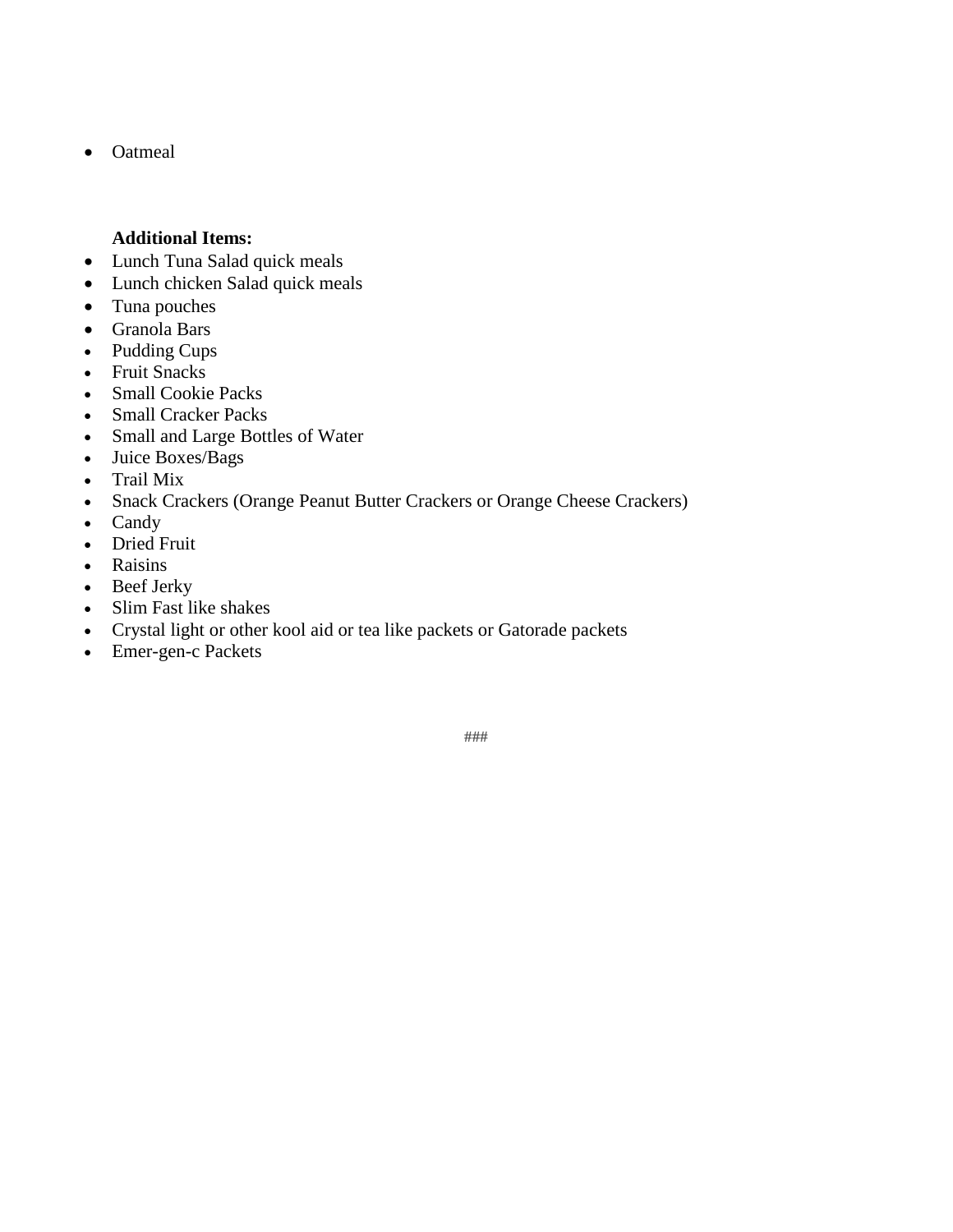- Oatmeal

**Additional Items:**

- Lunch Tuna Salad quick meals
- Lunch chicken Salad quick meals
- Tuna pouches
- Granola Bars
- Pudding Cups
- Fruit Snacks
- Small Cookie Packs
- Small Cracker Packs
- Small and Large Bottles of Water
- Juice Boxes/Bags
- Trail Mix
- Snack Crackers (Orange Peanut Butter Crackers or Orange Cheese Crackers)
- Candy
- Dried Fruit
- Raisins
- Beef Jerky
- Slim Fast like shakes
- Crystal light or other kool aid or tea like packets or Gatorade packets
- Emer-gen-c Packets

###